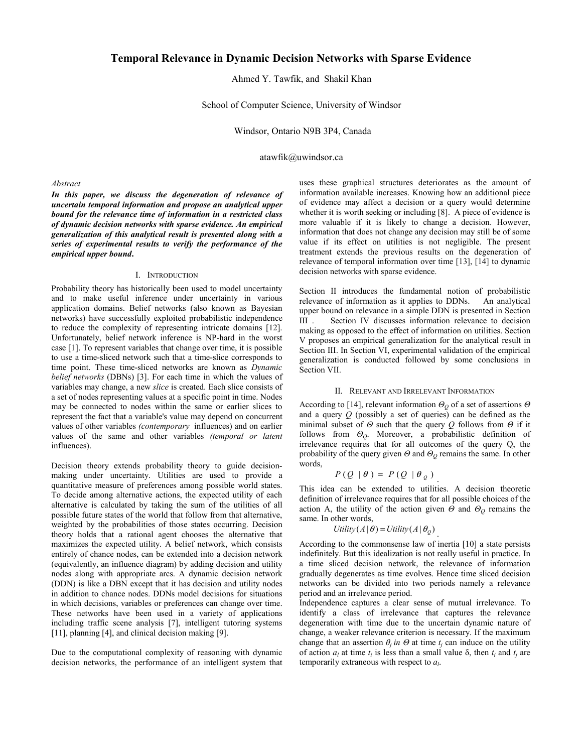# Temporal Relevance in Dynamic Decision Networks with Sparse Evidence

Ahmed Y. Tawfik, and Shakil Khan

School of Computer Science, University of Windsor

Windsor, Ontario N9B 3P4, Canada

atawfik@uwindsor.ca

*Abstract*

***In this paper, we discuss the degeneration of relevance of uncertain temporal information and propose an analytical upper bound for the relevance time of information in a restricted class of dynamic decision networks with sparse evidence. An empirical generalization of this analytical result is presented along with a series of experimental results to verify the performance of the empirical upper bound.***

## I. Introduction

Probability theory has historically been used to model uncertainty and to make useful inference under uncertainty in various application domains. Belief networks (also known as Bayesian networks) have successfully exploited probabilistic independence to reduce the complexity of representing intricate domains [12]. Unfortunately, belief network inference is NP-hard in the worst case [1]. To represent variables that change over time, it is possible to use a time-sliced network such that a time-slice corresponds to time point. These time-sliced networks are known as *Dynamic belief networks* (DBNs) [3]. For each time in which the values of variables may change, a new *slice* is created. Each slice consists of a set of nodes representing values at a specific point in time. Nodes may be connected to nodes within the same or earlier slices to represent the fact that a variable's value may depend on concurrent values of other variables *(contemporary* influences) and on earlier values of the same and other variables *(temporal or latent* influences).

Decision theory extends probability theory to guide decision-making under uncertainty. Utilities are used to provide a quantitative measure of preferences among possible world states. To decide among alternative actions, the expected utility of each alternative is calculated by taking the sum of the utilities of all possible future states of the world that follow from that alternative, weighted by the probabilities of those states occurring. Decision theory holds that a rational agent chooses the alternative that maximizes the expected utility. A belief network, which consists entirely of chance nodes, can be extended into a decision network (equivalently, an influence diagram) by adding decision and utility nodes along with appropriate arcs. A dynamic decision network (DDN) is like a DBN except that it has decision and utility nodes in addition to chance nodes. DDNs model decisions for situations in which decisions, variables or preferences can change over time. These networks have been used in a variety of applications including traffic scene analysis [7], intelligent tutoring systems [11], planning [4], and clinical decision making [9].

Due to the computational complexity of reasoning with dynamic decision networks, the performance of an intelligent system that uses these graphical structures deteriorates as the amount of information available increases. Knowing how an additional piece of evidence may affect a decision or a query would determine whether it is worth seeking or including [8]. A piece of evidence is more valuable if it is likely to change a decision. However, information that does not change any decision may still be of some value if its effect on utilities is not negligible. The present treatment extends the previous results on the degeneration of relevance of temporal information over time [13], [14] to dynamic decision networks with sparse evidence.

Section II introduces the fundamental notion of probabilistic relevance of information as it applies to DDNs. An analytical upper bound on relevance in a simple DDN is presented in Section III . Section IV discusses information relevance to decision making as opposed to the effect of information on utilities. Section V proposes an empirical generalization for the analytical result in Section III. In Section VI, experimental validation of the empirical generalization is conducted followed by some conclusions in Section VII.

## II. Relevant and Irrelevant Information

According to [14], relevant information $\Theta_Q$ of a set of assertions $\Theta$ and a query $Q$ (possibly a set of queries) can be defined as the minimal subset of $\Theta$ such that the query $Q$ follows from $\Theta$ if it follows from $\Theta_Q$. Moreover, a probabilistic definition of irrelevance requires that for all outcomes of the query Q, the probability of the query given $\Theta$ and $\Theta_Q$ remains the same. In other words,

$$P(Q \mid \theta) = P(Q \mid \theta_Q).$$

This idea can be extended to utilities. A decision theoretic definition of irrelevance requires that for all possible choices of the action A, the utility of the action given $\Theta$ and $\Theta_Q$ remains the same. In other words,

$$Utility(A \mid \theta) = Utility(A \mid \theta_Q).$$

According to the commonsense law of inertia [10] a state persists indefinitely. But this idealization is not really useful in practice. In a time sliced decision network, the relevance of information gradually degenerates as time evolves. Hence time sliced decision networks can be divided into two periods namely a relevance period and an irrelevance period.

Independence captures a clear sense of mutual irrelevance. To identify a class of irrelevance that captures the relevance degeneration with time due to the uncertain dynamic nature of change, a weaker relevance criterion is necessary. If the maximum change that an assertion $\theta_j$ in $\Theta$ at time $t_j$ can induce on the utility of action $a_l$ at time $t_i$ is less than a small value $\delta$, then $t_i$ and $t_j$ are temporarily extraneous with respect to $a_l$.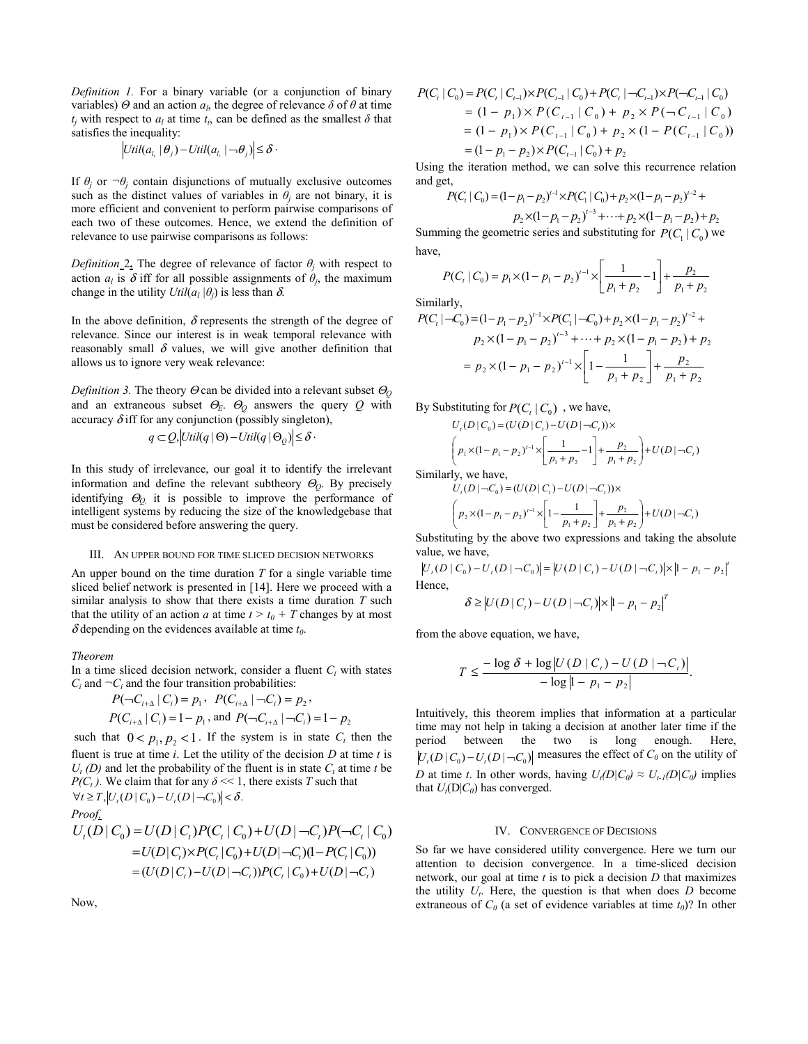*Definition 1.* For a binary variable (or a conjunction of binary variables) $\Theta$ and an action $a_l$, the degree of relevance $\delta$ of $\theta$ at time $t_j$ with respect to $a_l$ at time $t_i$, can be defined as the smallest $\delta$ that satisfies the inequality:

$$\left| Util(a_{l_i} \mid \theta_j) - Util(a_{l_i} \mid \neg\theta_j) \right| \le \delta \cdot$$

If $\theta_j$ or $\neg\theta_j$ contain disjunctions of mutually exclusive outcomes such as the distinct values of variables in $\theta_j$ are not binary, it is more efficient and convenient to perform pairwise comparisons of each two of these outcomes. Hence, we extend the definition of relevance to use pairwise comparisons as follows:

*Definition 2.* The degree of relevance of factor $\theta_j$ with respect to action $a_l$ is $\delta$ iff for all possible assignments of $\theta_j$, the maximum change in the utility $Util(a_l \mid \theta_j)$ is less than $\delta$.

In the above definition, $\delta$ represents the strength of the degree of relevance. Since our interest is in weak temporal relevance with reasonably small $\delta$ values, we will give another definition that allows us to ignore very weak relevance:

*Definition 3.* The theory $\Theta$ can be divided into a relevant subset $\Theta_Q$ and an extraneous subset $\Theta_E$. $\Theta_Q$ answers the query $Q$ with accuracy $\delta$ iff for any conjunction (possibly singleton),

$$q \subset Q, \left| Util(q \mid \Theta) - Util(q \mid \Theta_Q) \right| \le \delta \cdot$$

In this study of irrelevance, our goal it to identify the irrelevant information and define the relevant subtheory $\Theta_Q$. By precisely identifying $\Theta_Q$ it is possible to improve the performance of intelligent systems by reducing the size of the knowledgebase that must be considered before answering the query.

## III. An upper bound for time sliced decision networks

An upper bound on the time duration $T$ for a single variable time sliced belief network is presented in [14]. Here we proceed with a similar analysis to show that there exists a time duration $T$ such that the utility of an action $a$ at time $t > t_0 + T$ changes by at most $\delta$ depending on the evidences available at time $t_0$.

*Theorem*

In a time sliced decision network, consider a fluent $C_i$ with states $C_i$ and $\neg C_i$ and the four transition probabilities:

$$P(\neg C_{i+\Delta} \mid C_i) = p_1, \; P(C_{i+\Delta} \mid \neg C_i) = p_2,$$
$$P(C_{i+\Delta} \mid C_i) = 1 - p_1, \text{ and } P(\neg C_{i+\Delta} \mid \neg C_i) = 1 - p_2$$

such that $0 < p_1, p_2 < 1$. If the system is in state $C_i$ then the fluent is true at time $i$. Let the utility of the decision $D$ at time $t$ is $U_t(D)$ and let the probability of the fluent is in state $C_t$ at time $t$ be $P(C_t)$. We claim that for any $\delta \ll 1$, there exists $T$ such that $\forall t \ge T, \left| U_t(D \mid C_0) - U_t(D \mid \neg C_0) \right| < \delta$.

*Proof.*

$$\begin{aligned}
U_t(D \mid C_0) &= U(D \mid C_t)P(C_t \mid C_0) + U(D \mid \neg C_t)P(\neg C_t \mid C_0) \\
&= U(D \mid C_t) \times P(C_t \mid C_0) + U(D \mid \neg C_t)(1 - P(C_t \mid C_0)) \\
&= (U(D \mid C_t) - U(D \mid \neg C_t))P(C_t \mid C_0) + U(D \mid \neg C_t)
\end{aligned}$$

Now,

$$\begin{aligned}
P(C_t \mid C_0) &= P(C_t \mid C_{t-1}) \times P(C_{t-1} \mid C_0) + P(C_t \mid \neg C_{t-1}) \times P(\neg C_{t-1} \mid C_0) \\
&= (1 - p_1) \times P(C_{t-1} \mid C_0) + p_2 \times P(\neg C_{t-1} \mid C_0) \\
&= (1 - p_1) \times P(C_{t-1} \mid C_0) + p_2 \times (1 - P(C_{t-1} \mid C_0)) \\
&= (1 - p_1 - p_2) \times P(C_{t-1} \mid C_0) + p_2
\end{aligned}$$

Using the iteration method, we can solve this recurrence relation and get,

$$\begin{aligned}
P(C_t \mid C_0) = {} & (1 - p_1 - p_2)^{t-1} \times P(C_1 \mid C_0) + p_2 \times (1 - p_1 - p_2)^{t-2} + \\
& p_2 \times (1 - p_1 - p_2)^{t-3} + \cdots + p_2 \times (1 - p_1 - p_2) + p_2
\end{aligned}$$

Summing the geometric series and substituting for $P(C_1 \mid C_0)$ we have,

$$P(C_t \mid C_0) = p_1 \times (1 - p_1 - p_2)^{t-1} \times \left[ \frac{1}{p_1 + p_2} - 1 \right] + \frac{p_2}{p_1 + p_2}$$

Similarly,

$$\begin{aligned}
P(C_t \mid \neg C_0) &= (1 - p_1 - p_2)^{t-1} \times P(C_1 \mid \neg C_0) + p_2 \times (1 - p_1 - p_2)^{t-2} + \\
& \quad p_2 \times (1 - p_1 - p_2)^{t-3} + \cdots + p_2 \times (1 - p_1 - p_2) + p_2 \\
&= p_2 \times (1 - p_1 - p_2)^{t-1} \times \left[ 1 - \frac{1}{p_1 + p_2} \right] + \frac{p_2}{p_1 + p_2}
\end{aligned}$$

By Substituting for $P(C_t \mid C_0)$, we have,

$$U_t(D \mid C_0) = (U(D \mid C_t) - U(D \mid \neg C_t)) \times \left( p_1 \times (1 - p_1 - p_2)^{t-1} \times \left[ \frac{1}{p_1 + p_2} - 1 \right] + \frac{p_2}{p_1 + p_2} \right) + U(D \mid \neg C_t)$$

Similarly, we have,

$$U_t(D \mid \neg C_0) = (U(D \mid C_t) - U(D \mid \neg C_t)) \times \left( p_2 \times (1 - p_1 - p_2)^{t-1} \times \left[ 1 - \frac{1}{p_1 + p_2} \right] + \frac{p_2}{p_1 + p_2} \right) + U(D \mid \neg C_t)$$

Substituting by the above two expressions and taking the absolute value, we have,

$$\left| U_t(D \mid C_0) - U_t(D \mid \neg C_0) \right| = \left| U(D \mid C_t) - U(D \mid \neg C_t) \right| \times \left| 1 - p_1 - p_2 \right|^t$$

Hence,

$$\delta \ge \left| U(D \mid C_t) - U(D \mid \neg C_t) \right| \times \left| 1 - p_1 - p_2 \right|^T$$

from the above equation, we have,

$$T \le \frac{-\log \delta + \log \left| U(D \mid C_t) - U(D \mid \neg C_t) \right|}{-\log \left| 1 - p_1 - p_2 \right|}.$$

Intuitively, this theorem implies that information at a particular time may not help in taking a decision at another later time if the period between the two is long enough. Here, $\left| U_t(D \mid C_0) - U_t(D \mid \neg C_0) \right|$ measures the effect of $C_0$ on the utility of $D$ at time $t$. In other words, having $U_t(D \mid C_0) \approx U_{t-1}(D \mid C_0)$ implies that $U_t(D \mid C_0)$ has converged.

## IV. Convergence of Decisions

So far we have considered utility convergence. Here we turn our attention to decision convergence. In a time-sliced decision network, our goal at time $t$ is to pick a decision $D$ that maximizes the utility $U_t$. Here, the question is that when does $D$ become extraneous of $C_0$ (a set of evidence variables at time $t_0$)? In other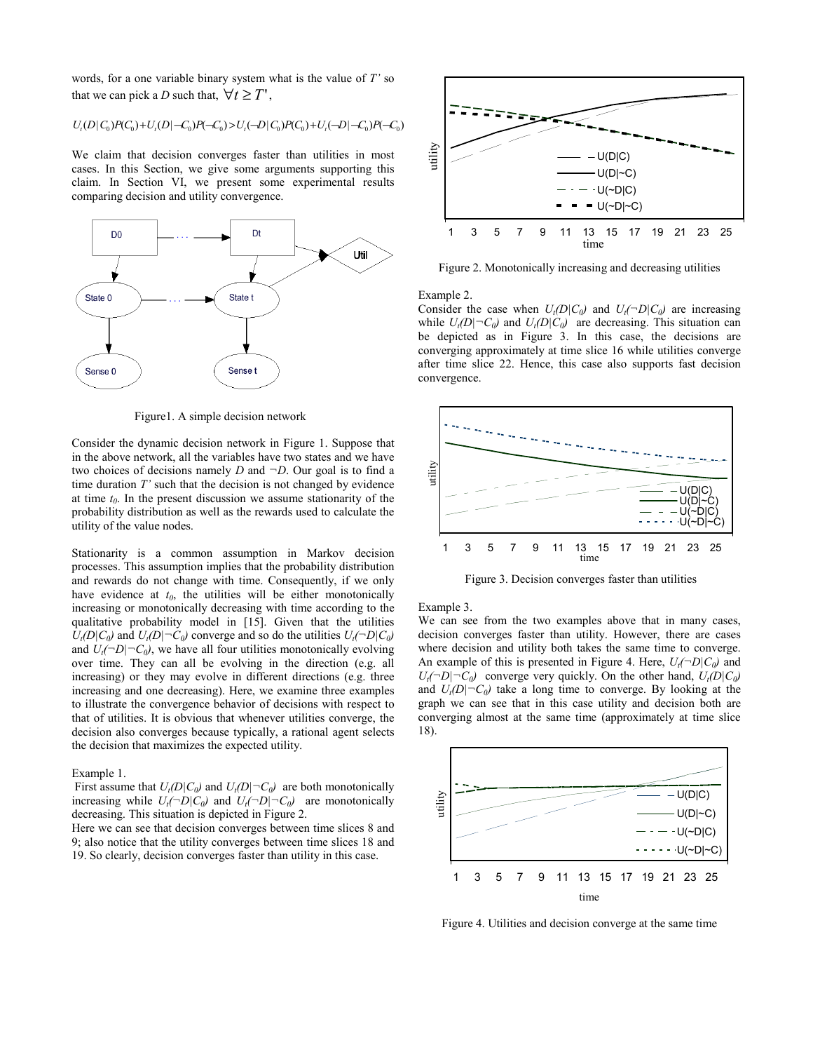words, for a one variable binary system what is the value of $T'$ so that we can pick a $D$ such that, $\forall t \geq T'$,

$$U_t(D|C_0)P(C_0)+U_t(D|\neg C_0)P(\neg C_0) > U_t(\neg D|C_0)P(C_0)+U_t(\neg D|\neg C_0)P(\neg C_0)$$

We claim that decision converges faster than utilities in most cases. In this Section, we give some arguments supporting this claim. In Section VI, we present some experimental results comparing decision and utility convergence.

Figure1. A simple decision network

Consider the dynamic decision network in Figure 1. Suppose that in the above network, all the variables have two states and we have two choices of decisions namely $D$ and $\neg D$. Our goal is to find a time duration $T'$ such that the decision is not changed by evidence at time $t_0$. In the present discussion we assume stationarity of the probability distribution as well as the rewards used to calculate the utility of the value nodes.

Stationarity is a common assumption in Markov decision processes. This assumption implies that the probability distribution and rewards do not change with time. Consequently, if we only have evidence at $t_0$, the utilities will be either monotonically increasing or monotonically decreasing with time according to the qualitative probability model in [15]. Given that the utilities $U_t(D|C_0)$ and $U_t(D|\neg C_0)$ converge and so do the utilities $U_t(\neg D|C_0)$ and $U_t(\neg D|\neg C_0)$, we have all four utilities monotonically evolving over time. They can all be evolving in the direction (e.g. all increasing) or they may evolve in different directions (e.g. three increasing and one decreasing). Here, we examine three examples to illustrate the convergence behavior of decisions with respect to that of utilities. It is obvious that whenever utilities converge, the decision also converges because typically, a rational agent selects the decision that maximizes the expected utility.

Example 1.

First assume that $U_t(D|C_0)$ and $U_t(D|\neg C_0)$ are both monotonically increasing while $U_t(\neg D|C_0)$ and $U_t(\neg D|\neg C_0)$ are monotonically decreasing. This situation is depicted in Figure 2.

Here we can see that decision converges between time slices 8 and 9; also notice that the utility converges between time slices 18 and 19. So clearly, decision converges faster than utility in this case.

Figure 2. Monotonically increasing and decreasing utilities

Example 2.

Consider the case when $U_t(D|C_0)$ and $U_t(\neg D|C_0)$ are increasing while $U_t(D|\neg C_0)$ and $U_t(D|C_0)$ are decreasing. This situation can be depicted as in Figure 3. In this case, the decisions are converging approximately at time slice 16 while utilities converge after time slice 22. Hence, this case also supports fast decision convergence.

Figure 3. Decision converges faster than utilities

Example 3.

We can see from the two examples above that in many cases, decision converges faster than utility. However, there are cases where decision and utility both takes the same time to converge. An example of this is presented in Figure 4. Here, $U_t(\neg D|C_0)$ and $U_t(\neg D|\neg C_0)$ converge very quickly. On the other hand, $U_t(D|C_0)$ and $U_t(D|\neg C_0)$ take a long time to converge. By looking at the graph we can see that in this case utility and decision both are converging almost at the same time (approximately at time slice 18).

Figure 4. Utilities and decision converge at the same time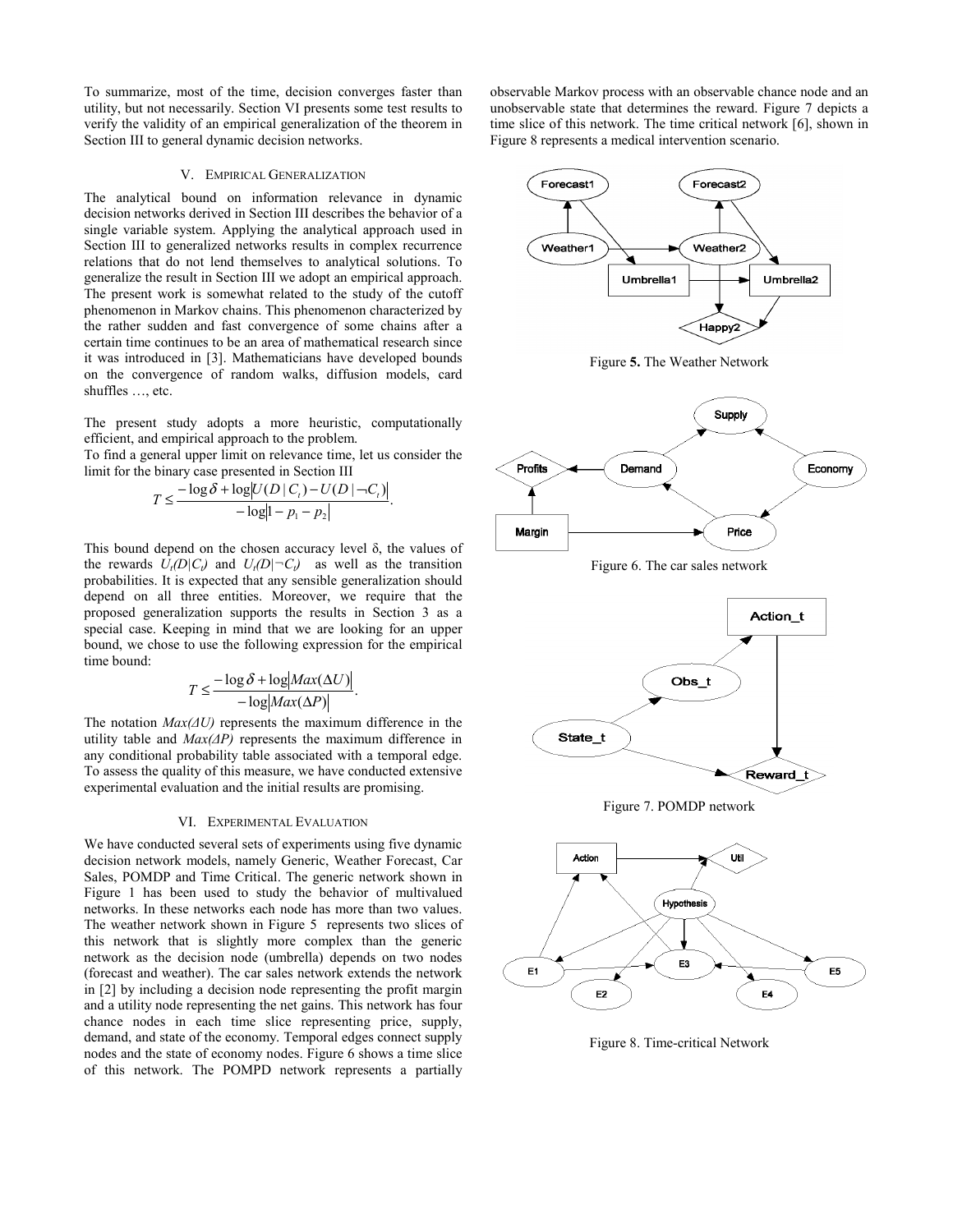To summarize, most of the time, decision converges faster than utility, but not necessarily. Section VI presents some test results to verify the validity of an empirical generalization of the theorem in Section III to general dynamic decision networks.

## V. Empirical Generalization

The analytical bound on information relevance in dynamic decision networks derived in Section III describes the behavior of a single variable system. Applying the analytical approach used in Section III to generalized networks results in complex recurrence relations that do not lend themselves to analytical solutions. To generalize the result in Section III we adopt an empirical approach. The present work is somewhat related to the study of the cutoff phenomenon in Markov chains. This phenomenon characterized by the rather sudden and fast convergence of some chains after a certain time continues to be an area of mathematical research since it was introduced in [3]. Mathematicians have developed bounds on the convergence of random walks, diffusion models, card shuffles …, etc.

The present study adopts a more heuristic, computationally efficient, and empirical approach to the problem.

To find a general upper limit on relevance time, let us consider the limit for the binary case presented in Section III

$$T \leq \frac{-\log \delta + \log \left| U(D \mid C_t) - U(D \mid \neg C_t) \right|}{-\log \left| 1 - p_1 - p_2 \right|}.$$

This bound depend on the chosen accuracy level δ, the values of the rewards $U_t(D|C_t)$ and $U_t(D|\neg C_t)$ as well as the transition probabilities. It is expected that any sensible generalization should depend on all three entities. Moreover, we require that the proposed generalization supports the results in Section 3 as a special case. Keeping in mind that we are looking for an upper bound, we chose to use the following expression for the empirical time bound:

$$T \leq \frac{-\log \delta + \log \left| Max(\Delta U) \right|}{-\log \left| Max(\Delta P) \right|}.$$

The notation $Max(\Delta U)$ represents the maximum difference in the utility table and $Max(\Delta P)$ represents the maximum difference in any conditional probability table associated with a temporal edge. To assess the quality of this measure, we have conducted extensive experimental evaluation and the initial results are promising.

## VI. Experimental Evaluation

We have conducted several sets of experiments using five dynamic decision network models, namely Generic, Weather Forecast, Car Sales, POMDP and Time Critical. The generic network shown in Figure 1 has been used to study the behavior of multivalued networks. In these networks each node has more than two values. The weather network shown in Figure 5 represents two slices of this network that is slightly more complex than the generic network as the decision node (umbrella) depends on two nodes (forecast and weather). The car sales network extends the network in [2] by including a decision node representing the profit margin and a utility node representing the net gains. This network has four chance nodes in each time slice representing price, supply, demand, and state of the economy. Temporal edges connect supply nodes and the state of economy nodes. Figure 6 shows a time slice of this network. The POMPD network represents a partially observable Markov process with an observable chance node and an unobservable state that determines the reward. Figure 7 depicts a time slice of this network. The time critical network [6], shown in Figure 8 represents a medical intervention scenario.

Figure **5.** The Weather Network

Figure 6. The car sales network

Figure 7. POMDP network

Figure 8. Time-critical Network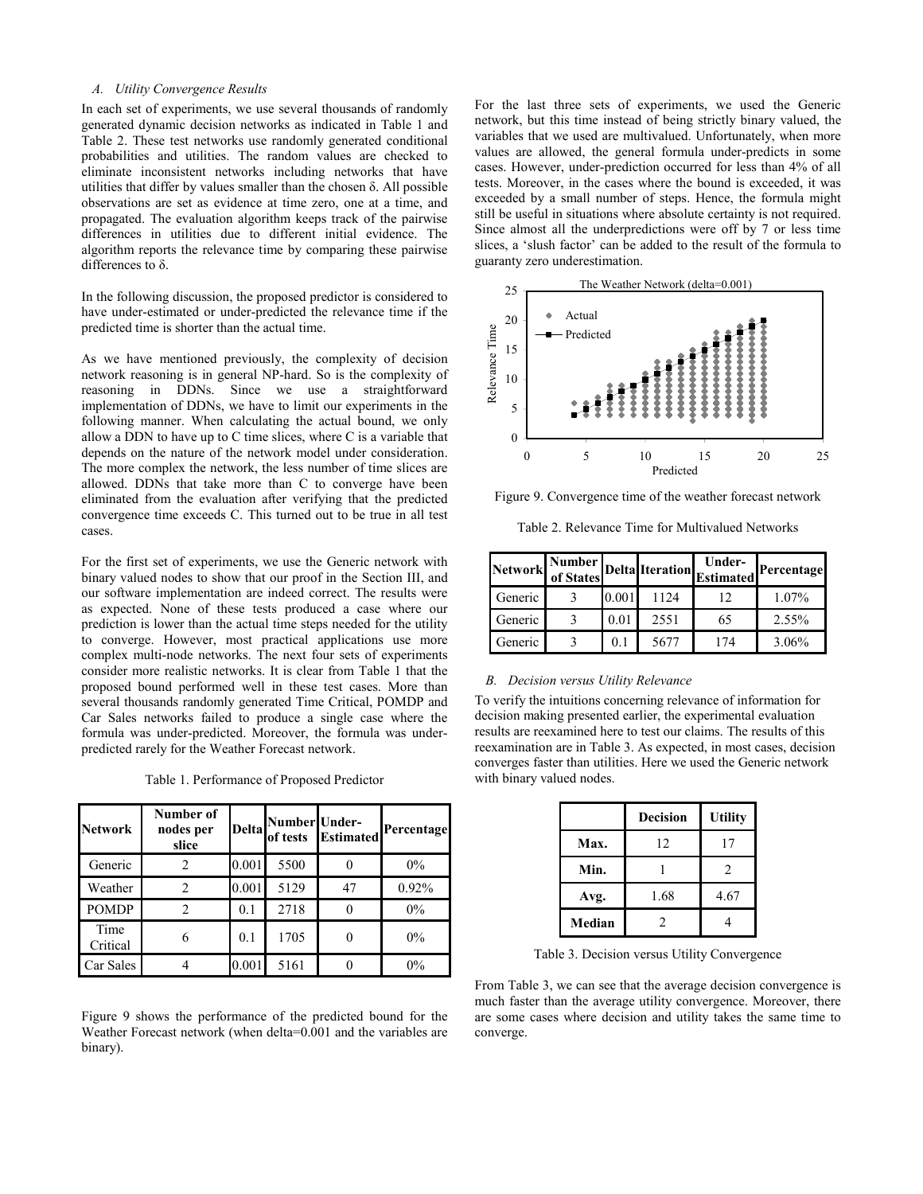### A. Utility Convergence Results

In each set of experiments, we use several thousands of randomly generated dynamic decision networks as indicated in Table 1 and Table 2. These test networks use randomly generated conditional probabilities and utilities. The random values are checked to eliminate inconsistent networks including networks that have utilities that differ by values smaller than the chosen δ. All possible observations are set as evidence at time zero, one at a time, and propagated. The evaluation algorithm keeps track of the pairwise differences in utilities due to different initial evidence. The algorithm reports the relevance time by comparing these pairwise differences to δ.

In the following discussion, the proposed predictor is considered to have under-estimated or under-predicted the relevance time if the predicted time is shorter than the actual time.

As we have mentioned previously, the complexity of decision network reasoning is in general NP-hard. So is the complexity of reasoning in DDNs. Since we use a straightforward implementation of DDNs, we have to limit our experiments in the following manner. When calculating the actual bound, we only allow a DDN to have up to C time slices, where C is a variable that depends on the nature of the network model under consideration. The more complex the network, the less number of time slices are allowed. DDNs that take more than C to converge have been eliminated from the evaluation after verifying that the predicted convergence time exceeds C. This turned out to be true in all test cases.

For the first set of experiments, we use the Generic network with binary valued nodes to show that our proof in the Section III, and our software implementation are indeed correct. The results were as expected. None of these tests produced a case where our prediction is lower than the actual time steps needed for the utility to converge. However, most practical applications use more complex multi-node networks. The next four sets of experiments consider more realistic networks. It is clear from Table 1 that the proposed bound performed well in these test cases. More than several thousands randomly generated Time Critical, POMDP and Car Sales networks failed to produce a single case where the formula was under-predicted. Moreover, the formula was under-predicted rarely for the Weather Forecast network.

Table 1. Performance of Proposed Predictor

| Network | Number of nodes per slice | Delta | Number of tests | Under-Estimated | Percentage |
|---|---|---|---|---|---|
| Generic | 2 | 0.001 | 5500 | 0 | 0% |
| Weather | 2 | 0.001 | 5129 | 47 | 0.92% |
| POMDP | 2 | 0.1 | 2718 | 0 | 0% |
| Time Critical | 6 | 0.1 | 1705 | 0 | 0% |
| Car Sales | 4 | 0.001 | 5161 | 0 | 0% |

Figure 9 shows the performance of the predicted bound for the Weather Forecast network (when delta=0.001 and the variables are binary).

For the last three sets of experiments, we used the Generic network, but this time instead of being strictly binary valued, the variables that we used are multivalued. Unfortunately, when more values are allowed, the general formula under-predicts in some cases. However, under-prediction occurred for less than 4% of all tests. Moreover, in the cases where the bound is exceeded, it was exceeded by a small number of steps. Hence, the formula might still be useful in situations where absolute certainty is not required. Since almost all the underpredictions were off by 7 or less time slices, a 'slush factor' can be added to the result of the formula to guaranty zero underestimation.

Figure 9. Convergence time of the weather forecast network

Table 2. Relevance Time for Multivalued Networks

| Network | Number of States | Delta | Iteration | Under-Estimated | Percentage |
|---|---|---|---|---|---|
| Generic | 3 | 0.001 | 1124 | 12 | 1.07% |
| Generic | 3 | 0.01 | 2551 | 65 | 2.55% |
| Generic | 3 | 0.1 | 5677 | 174 | 3.06% |

### B. Decision versus Utility Relevance

To verify the intuitions concerning relevance of information for decision making presented earlier, the experimental evaluation results are reexamined here to test our claims. The results of this reexamination are in Table 3. As expected, in most cases, decision converges faster than utilities. Here we used the Generic network with binary valued nodes.

| | Decision | Utility |
|---|---|---|
| **Max.** | 12 | 17 |
| **Min.** | 1 | 2 |
| **Avg.** | 1.68 | 4.67 |
| **Median** | 2 | 4 |

Table 3. Decision versus Utility Convergence

From Table 3, we can see that the average decision convergence is much faster than the average utility convergence. Moreover, there are some cases where decision and utility takes the same time to converge.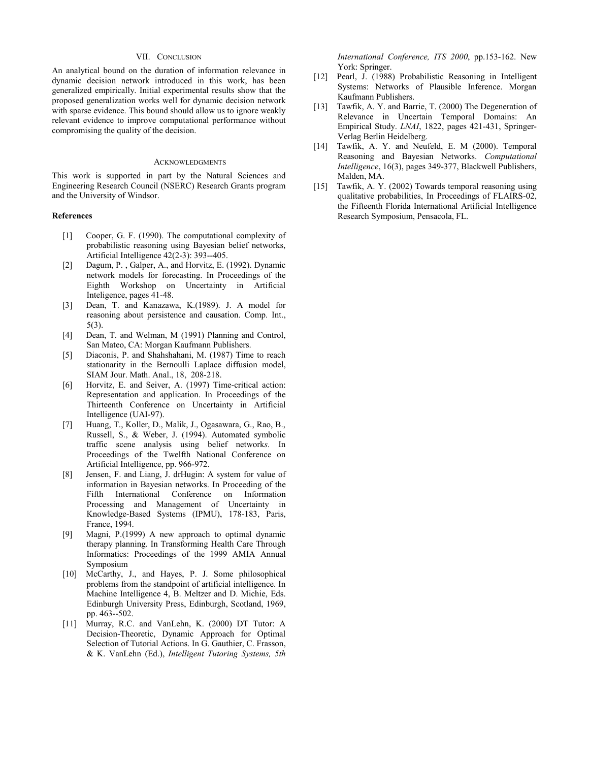## VII. Conclusion

An analytical bound on the duration of information relevance in dynamic decision network introduced in this work, has been generalized empirically. Initial experimental results show that the proposed generalization works well for dynamic decision network with sparse evidence. This bound should allow us to ignore weakly relevant evidence to improve computational performance without compromising the quality of the decision.

## Acknowledgments

This work is supported in part by the Natural Sciences and Engineering Research Council (NSERC) Research Grants program and the University of Windsor.

**References**

[1] Cooper, G. F. (1990). The computational complexity of probabilistic reasoning using Bayesian belief networks, Artificial Intelligence 42(2-3): 393--405.

[2] Dagum, P. , Galper, A., and Horvitz, E. (1992). Dynamic network models for forecasting. In Proceedings of the Eighth Workshop on Uncertainty in Artificial Inteligence, pages 41-48.

[3] Dean, T. and Kanazawa, K.(1989). J. A model for reasoning about persistence and causation. Comp. Int., 5(3).

[4] Dean, T. and Welman, M (1991) Planning and Control, San Mateo, CA: Morgan Kaufmann Publishers.

[5] Diaconis, P. and Shahshahani, M. (1987) Time to reach stationarity in the Bernoulli Laplace diffusion model, SIAM Jour. Math. Anal., 18, 208-218.

[6] Horvitz, E. and Seiver, A. (1997) Time-critical action: Representation and application. In Proceedings of the Thirteenth Conference on Uncertainty in Artificial Intelligence (UAI-97).

[7] Huang, T., Koller, D., Malik, J., Ogasawara, G., Rao, B., Russell, S., & Weber, J. (1994). Automated symbolic traffic scene analysis using belief networks. In Proceedings of the Twelfth National Conference on Artificial Intelligence, pp. 966-972.

[8] Jensen, F. and Liang, J. drHugin: A system for value of information in Bayesian networks. In Proceeding of the Fifth International Conference on Information Processing and Management of Uncertainty in Knowledge-Based Systems (IPMU), 178-183, Paris, France, 1994.

[9] Magni, P.(1999) A new approach to optimal dynamic therapy planning. In Transforming Health Care Through Informatics: Proceedings of the 1999 AMIA Annual Symposium

[10] McCarthy, J., and Hayes, P. J. Some philosophical problems from the standpoint of artificial intelligence. In Machine Intelligence 4, B. Meltzer and D. Michie, Eds. Edinburgh University Press, Edinburgh, Scotland, 1969, pp. 463--502.

[11] Murray, R.C. and VanLehn, K. (2000) DT Tutor: A Decision-Theoretic, Dynamic Approach for Optimal Selection of Tutorial Actions. In G. Gauthier, C. Frasson, & K. VanLehn (Ed.), *Intelligent Tutoring Systems, 5th International Conference, ITS 2000*, pp.153-162. New York: Springer.

[12] Pearl, J. (1988) Probabilistic Reasoning in Intelligent Systems: Networks of Plausible Inference. Morgan Kaufmann Publishers.

[13] Tawfik, A. Y. and Barrie, T. (2000) The Degeneration of Relevance in Uncertain Temporal Domains: An Empirical Study. *LNAI*, 1822, pages 421-431, Springer-Verlag Berlin Heidelberg.

[14] Tawfik, A. Y. and Neufeld, E. M (2000). Temporal Reasoning and Bayesian Networks. *Computational Intelligence*, 16(3), pages 349-377, Blackwell Publishers, Malden, MA.

[15] Tawfik, A. Y. (2002) Towards temporal reasoning using qualitative probabilities, In Proceedings of FLAIRS-02, the Fifteenth Florida International Artificial Intelligence Research Symposium, Pensacola, FL.